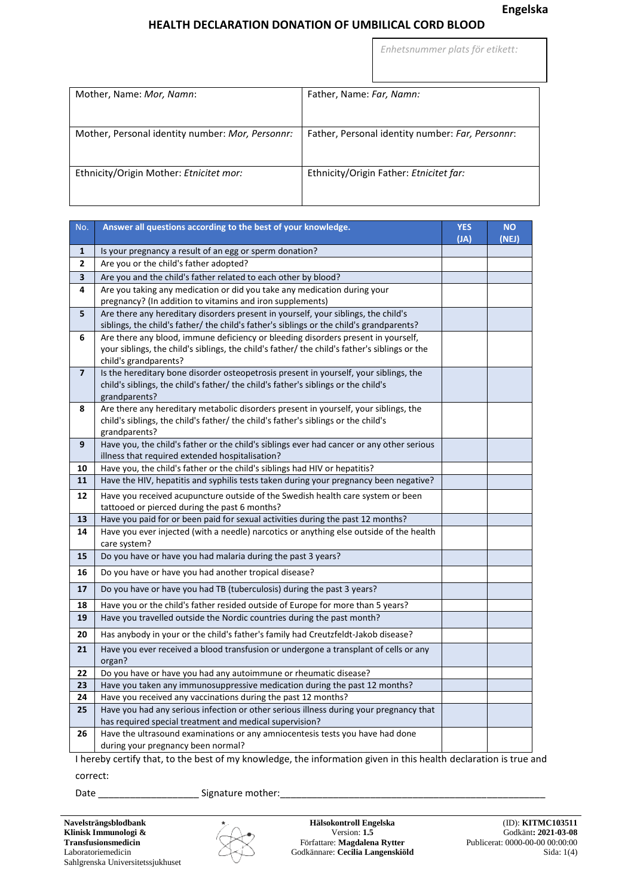Engelska

# HEALTH DECLARATION DONATION OF UMBILICAL CORD BLOOD

*Enhetsnummer plats för etikett:*

| Mother, Name: *Mor, Namn*: | Father, Name: *Far, Namn:* |
|---|---|
| Mother, Personal identity number: *Mor, Personnr:* | Father, Personal identity number: *Far, Personnr*: |
| Ethnicity/Origin Mother: *Etnicitet mor:* | Ethnicity/Origin Father: *Etnicitet far:* |

| No. | Answer all questions according to the best of your knowledge. | YES (JA) | NO (NEJ) |
|---|---|---|---|
| 1 | Is your pregnancy a result of an egg or sperm donation? | | |
| 2 | Are you or the child's father adopted? | | |
| 3 | Are you and the child's father related to each other by blood? | | |
| 4 | Are you taking any medication or did you take any medication during your pregnancy? (In addition to vitamins and iron supplements) | | |
| 5 | Are there any hereditary disorders present in yourself, your siblings, the child's siblings, the child's father/ the child's father's siblings or the child's grandparents? | | |
| 6 | Are there any blood, immune deficiency or bleeding disorders present in yourself, your siblings, the child's siblings, the child's father/ the child's father's siblings or the child's grandparents? | | |
| 7 | Is the hereditary bone disorder osteopetrosis present in yourself, your siblings, the child's siblings, the child's father/ the child's father's siblings or the child's grandparents? | | |
| 8 | Are there any hereditary metabolic disorders present in yourself, your siblings, the child's siblings, the child's father/ the child's father's siblings or the child's grandparents? | | |
| 9 | Have you, the child's father or the child's siblings ever had cancer or any other serious illness that required extended hospitalisation? | | |
| 10 | Have you, the child's father or the child's siblings had HIV or hepatitis? | | |
| 11 | Have the HIV, hepatitis and syphilis tests taken during your pregnancy been negative? | | |
| 12 | Have you received acupuncture outside of the Swedish health care system or been tattooed or pierced during the past 6 months? | | |
| 13 | Have you paid for or been paid for sexual activities during the past 12 months? | | |
| 14 | Have you ever injected (with a needle) narcotics or anything else outside of the health care system? | | |
| 15 | Do you have or have you had malaria during the past 3 years? | | |
| 16 | Do you have or have you had another tropical disease? | | |
| 17 | Do you have or have you had TB (tuberculosis) during the past 3 years? | | |
| 18 | Have you or the child's father resided outside of Europe for more than 5 years? | | |
| 19 | Have you travelled outside the Nordic countries during the past month? | | |
| 20 | Has anybody in your or the child's father's family had Creutzfeldt-Jakob disease? | | |
| 21 | Have you ever received a blood transfusion or undergone a transplant of cells or any organ? | | |
| 22 | Do you have or have you had any autoimmune or rheumatic disease? | | |
| 23 | Have you taken any immunosuppressive medication during the past 12 months? | | |
| 24 | Have you received any vaccinations during the past 12 months? | | |
| 25 | Have you had any serious infection or other serious illness during your pregnancy that has required special treatment and medical supervision? | | |
| 26 | Have the ultrasound examinations or any amniocentesis tests you have had done during your pregnancy been normal? | | |

I hereby certify that, to the best of my knowledge, the information given in this health declaration is true and correct:

Date ___________________ Signature mother:____________________________________________________

**Navelsträngsblodbank**
**Klinisk Immunologi & Transfusionsmedicin**
Laboratoriemedicin
Sahlgrenska Universitetssjukhuset

**Hälsokontroll Engelska**
Version: **1.5**
Författare: **Magdalena Rytter**
Godkännare: **Cecilia Langenskiöld**

(ID): **KITMC103511**
Godkänt**: 2021-03-08**
Publicerat: 0000-00-00 00:00:00
Sida: 1(4)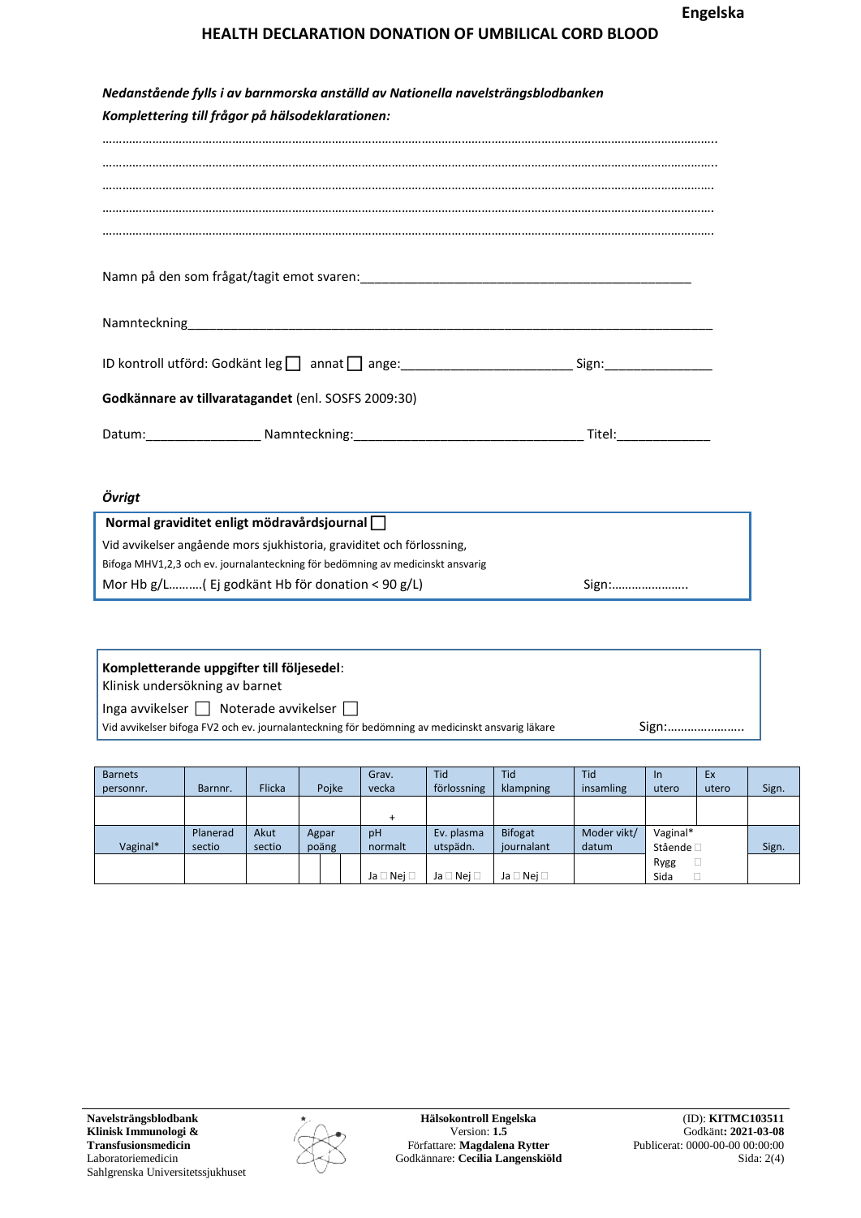Engelska

# HEALTH DECLARATION DONATION OF UMBILICAL CORD BLOOD

***Nedanstående fylls i av barnmorska anställd av Nationella navelsträngsblodbanken***

***Komplettering till frågor på hälsodeklarationen:***

……………………………………………………………………………………………………………………………………………………………

……………………………………………………………………………………………………………………………………………………………

……………………………………………………………………………………………………………………………………………………………

……………………………………………………………………………………………………………………………………………………………

……………………………………………………………………………………………………………………………………………………………

Namn på den som frågat/tagit emot svaren:_______________________________________________

Namnteckning___________________________________________________________________________

ID kontroll utförd: Godkänt leg ☐ annat ☐ ange:________________________ Sign:_______________

**Godkännare av tillvaratagandet** (enl. SOSFS 2009:30)

Datum:________________ Namnteckning:________________________________ Titel:_____________

***Övrigt***

**Normal graviditet enligt mödravårdsjournal** ☐

Vid avvikelser angående mors sjukhistoria, graviditet och förlossning,

Bifoga MHV1,2,3 och ev. journalanteckning för bedömning av medicinskt ansvarig

Mor Hb g/L……….( Ej godkänt Hb för donation < 90 g/L) Sign:…………………..

**Kompletterande uppgifter till följesedel**:

Klinisk undersökning av barnet

Inga avvikelser ☐ Noterade avvikelser ☐

Vid avvikelser bifoga FV2 och ev. journalanteckning för bedömning av medicinskt ansvarig läkare Sign:…………………..

| Barnets personnr. | Barnnr. | Flicka | Pojke | Grav. vecka | Tid förlossning | Tid klampning | Tid insamling | In utero | Ex utero | Sign. |
|---|---|---|---|---|---|---|---|---|---|---|
| | | | | + | | | | | | |
| Vaginal* | Planerad sectio | Akut sectio | Agpar poäng | pH normalt | Ev. plasma utspädn. | Bifogat journalant | Moder vikt/ datum | Vaginal* Stående ☐ | | Sign. |
| | | | | Ja ☐ Nej ☐ | Ja ☐ Nej ☐ | Ja ☐ Nej ☐ | | Rygg ☐ Sida ☐ | | |

Navelsträngsblodbank
Klinisk Immunologi & Transfusionsmedicin
Laboratoriemedicin
Sahlgrenska Universitetssjukhuset

Hälsokontroll Engelska
Version: 1.5
Författare: Magdalena Rytter
Godkännare: Cecilia Langenskiöld

(ID): KITMC103511
Godkänt: 2021-03-08
Publicerat: 0000-00-00 00:00:00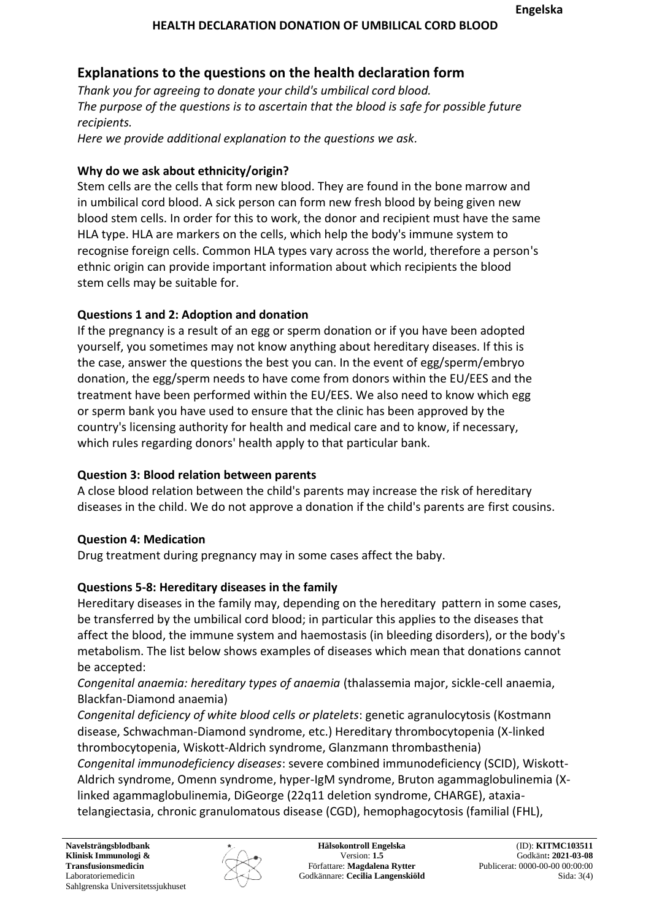## Explanations to the questions on the health declaration form

*Thank you for agreeing to donate your child's umbilical cord blood.*
*The purpose of the questions is to ascertain that the blood is safe for possible future recipients.*
*Here we provide additional explanation to the questions we ask.*

### Why do we ask about ethnicity/origin?

Stem cells are the cells that form new blood. They are found in the bone marrow and in umbilical cord blood. A sick person can form new fresh blood by being given new blood stem cells. In order for this to work, the donor and recipient must have the same HLA type. HLA are markers on the cells, which help the body's immune system to recognise foreign cells. Common HLA types vary across the world, therefore a person's ethnic origin can provide important information about which recipients the blood stem cells may be suitable for.

### Questions 1 and 2: Adoption and donation

If the pregnancy is a result of an egg or sperm donation or if you have been adopted yourself, you sometimes may not know anything about hereditary diseases. If this is the case, answer the questions the best you can. In the event of egg/sperm/embryo donation, the egg/sperm needs to have come from donors within the EU/EES and the treatment have been performed within the EU/EES. We also need to know which egg or sperm bank you have used to ensure that the clinic has been approved by the country's licensing authority for health and medical care and to know, if necessary, which rules regarding donors' health apply to that particular bank.

### Question 3: Blood relation between parents

A close blood relation between the child's parents may increase the risk of hereditary diseases in the child. We do not approve a donation if the child's parents are first cousins.

### Question 4: Medication

Drug treatment during pregnancy may in some cases affect the baby.

### Questions 5-8: Hereditary diseases in the family

Hereditary diseases in the family may, depending on the hereditary pattern in some cases, be transferred by the umbilical cord blood; in particular this applies to the diseases that affect the blood, the immune system and haemostasis (in bleeding disorders), or the body's metabolism. The list below shows examples of diseases which mean that donations cannot be accepted:

*Congenital anaemia: hereditary types of anaemia* (thalassemia major, sickle-cell anaemia, Blackfan-Diamond anaemia)

*Congenital deficiency of white blood cells or platelets*: genetic agranulocytosis (Kostmann disease, Schwachman-Diamond syndrome, etc.) Hereditary thrombocytopenia (X-linked thrombocytopenia, Wiskott-Aldrich syndrome, Glanzmann thrombasthenia)

*Congenital immunodeficiency diseases*: severe combined immunodeficiency (SCID), Wiskott-Aldrich syndrome, Omenn syndrome, hyper-IgM syndrome, Bruton agammaglobulinemia (X-linked agammaglobulinemia, DiGeorge (22q11 deletion syndrome, CHARGE), ataxia-telangiectasia, chronic granulomatous disease (CGD), hemophagocytosis (familial (FHL),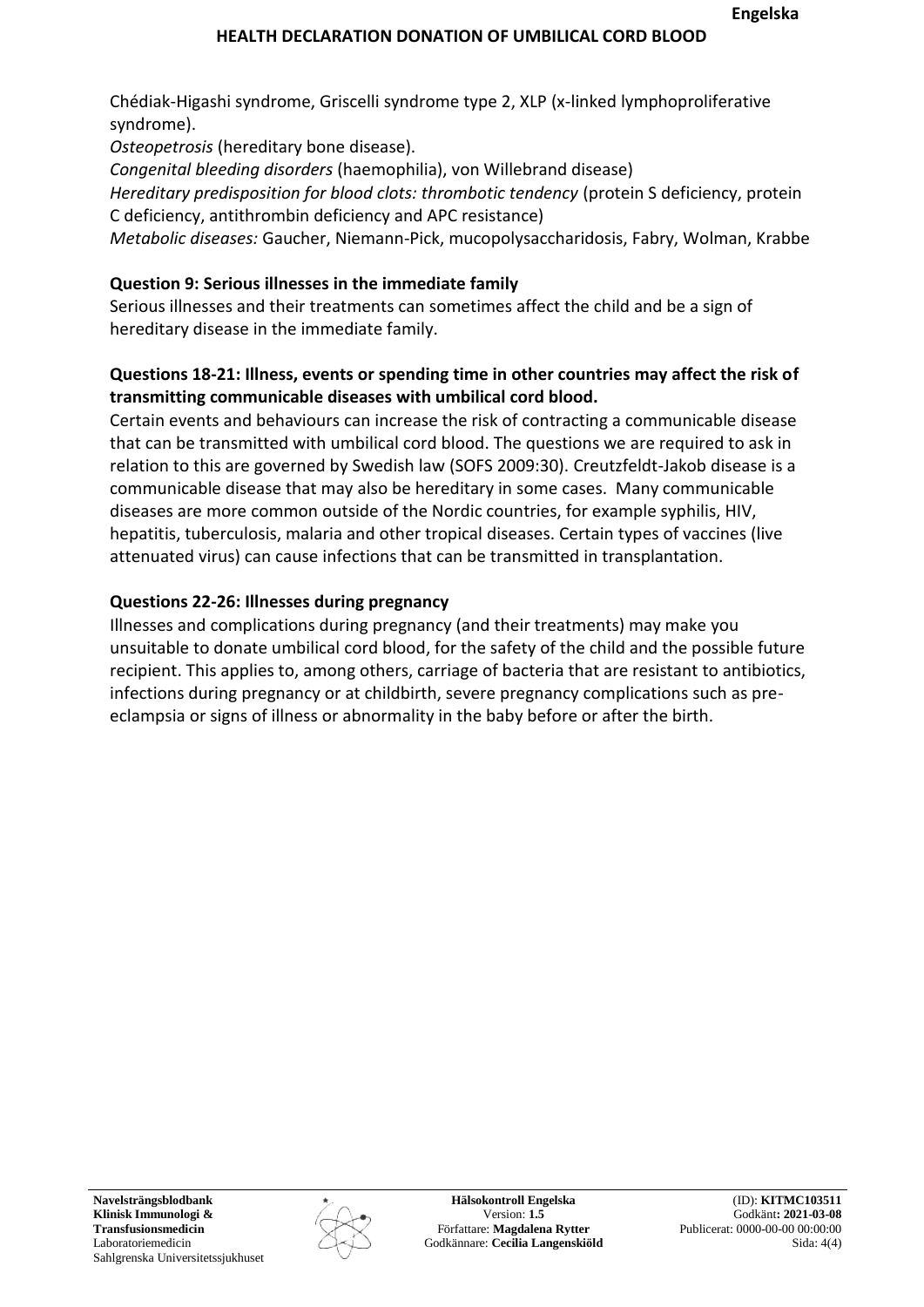Chédiak-Higashi syndrome, Griscelli syndrome type 2, XLP (x-linked lymphoproliferative syndrome).
*Osteopetrosis* (hereditary bone disease).
*Congenital bleeding disorders* (haemophilia), von Willebrand disease)
*Hereditary predisposition for blood clots: thrombotic tendency* (protein S deficiency, protein C deficiency, antithrombin deficiency and APC resistance)
*Metabolic diseases:* Gaucher, Niemann-Pick, mucopolysaccharidosis, Fabry, Wolman, Krabbe

**Question 9: Serious illnesses in the immediate family**

Serious illnesses and their treatments can sometimes affect the child and be a sign of hereditary disease in the immediate family.

**Questions 18-21: Illness, events or spending time in other countries may affect the risk of transmitting communicable diseases with umbilical cord blood.**

Certain events and behaviours can increase the risk of contracting a communicable disease that can be transmitted with umbilical cord blood. The questions we are required to ask in relation to this are governed by Swedish law (SOFS 2009:30). Creutzfeldt-Jakob disease is a communicable disease that may also be hereditary in some cases. Many communicable diseases are more common outside of the Nordic countries, for example syphilis, HIV, hepatitis, tuberculosis, malaria and other tropical diseases. Certain types of vaccines (live attenuated virus) can cause infections that can be transmitted in transplantation.

**Questions 22-26: Illnesses during pregnancy**

Illnesses and complications during pregnancy (and their treatments) may make you unsuitable to donate umbilical cord blood, for the safety of the child and the possible future recipient. This applies to, among others, carriage of bacteria that are resistant to antibiotics, infections during pregnancy or at childbirth, severe pregnancy complications such as pre-eclampsia or signs of illness or abnormality in the baby before or after the birth.